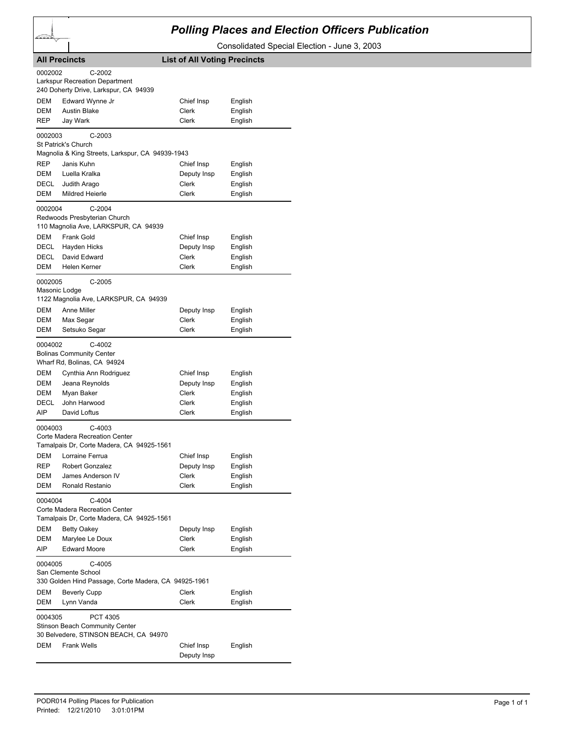# Polling Places and Election Officers Publication

Consolidated Special Election - June 3, 2003

**All Precincts** **List of All Voting Precincts**

0002002 C-2002
Larkspur Recreation Department
240 Doherty Drive, Larkspur, CA 94939

| | | | |
|---|---|---|---|
| DEM | Edward Wynne Jr | Chief Insp | English |
| DEM | Austin Blake | Clerk | English |
| REP | Jay Wark | Clerk | English |

0002003 C-2003
St Patrick's Church
Magnolia & King Streets, Larkspur, CA 94939-1943

| | | | |
|---|---|---|---|
| REP | Janis Kuhn | Chief Insp | English |
| DEM | Luella Kralka | Deputy Insp | English |
| DECL | Judith Arago | Clerk | English |
| DEM | Mildred Heierle | Clerk | English |

0002004 C-2004
Redwoods Presbyterian Church
110 Magnolia Ave, LARKSPUR, CA 94939

| | | | |
|---|---|---|---|
| DEM | Frank Gold | Chief Insp | English |
| DECL | Hayden Hicks | Deputy Insp | English |
| DECL | David Edward | Clerk | English |
| DEM | Helen Kerner | Clerk | English |

0002005 C-2005
Masonic Lodge
1122 Magnolia Ave, LARKSPUR, CA 94939

| | | | |
|---|---|---|---|
| DEM | Anne Miller | Deputy Insp | English |
| DEM | Max Segar | Clerk | English |
| DEM | Setsuko Segar | Clerk | English |

0004002 C-4002
Bolinas Community Center
Wharf Rd, Bolinas, CA 94924

| | | | |
|---|---|---|---|
| DEM | Cynthia Ann Rodriguez | Chief Insp | English |
| DEM | Jeana Reynolds | Deputy Insp | English |
| DEM | Myan Baker | Clerk | English |
| DECL | John Harwood | Clerk | English |
| AIP | David Loftus | Clerk | English |

0004003 C-4003
Corte Madera Recreation Center
Tamalpais Dr, Corte Madera, CA 94925-1561

| | | | |
|---|---|---|---|
| DEM | Lorraine Ferrua | Chief Insp | English |
| REP | Robert Gonzalez | Deputy Insp | English |
| DEM | James Anderson IV | Clerk | English |
| DEM | Ronald Restanio | Clerk | English |

0004004 C-4004
Corte Madera Recreation Center
Tamalpais Dr, Corte Madera, CA 94925-1561

| | | | |
|---|---|---|---|
| DEM | Betty Oakey | Deputy Insp | English |
| DEM | Marylee Le Doux | Clerk | English |
| AIP | Edward Moore | Clerk | English |

0004005 C-4005
San Clemente School
330 Golden Hind Passage, Corte Madera, CA 94925-1961

| | | | |
|---|---|---|---|
| DEM | Beverly Cupp | Clerk | English |
| DEM | Lynn Vanda | Clerk | English |

0004305 PCT 4305
Stinson Beach Community Center
30 Belvedere, STINSON BEACH, CA 94970

| | | | |
|---|---|---|---|
| DEM | Frank Wells | Chief Insp | English |
| | | Deputy Insp | |

PODR014 Polling Places for Publication
Printed: 12/21/2010 3:01:01PM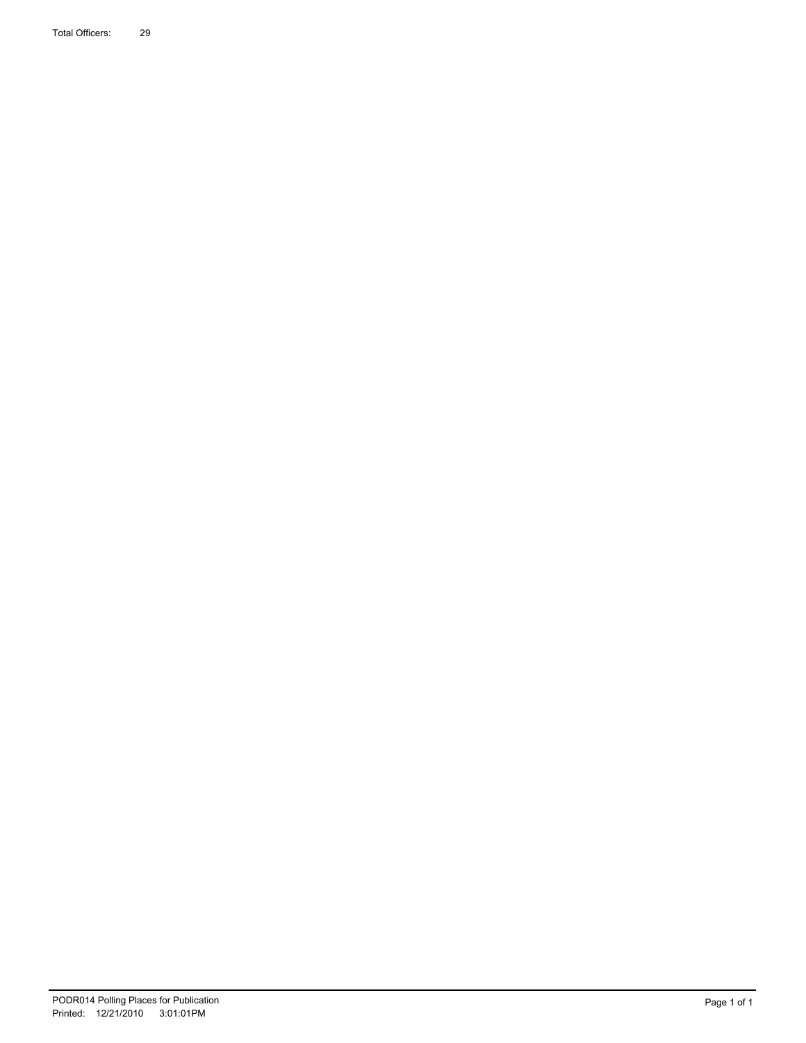Total Officers: 29